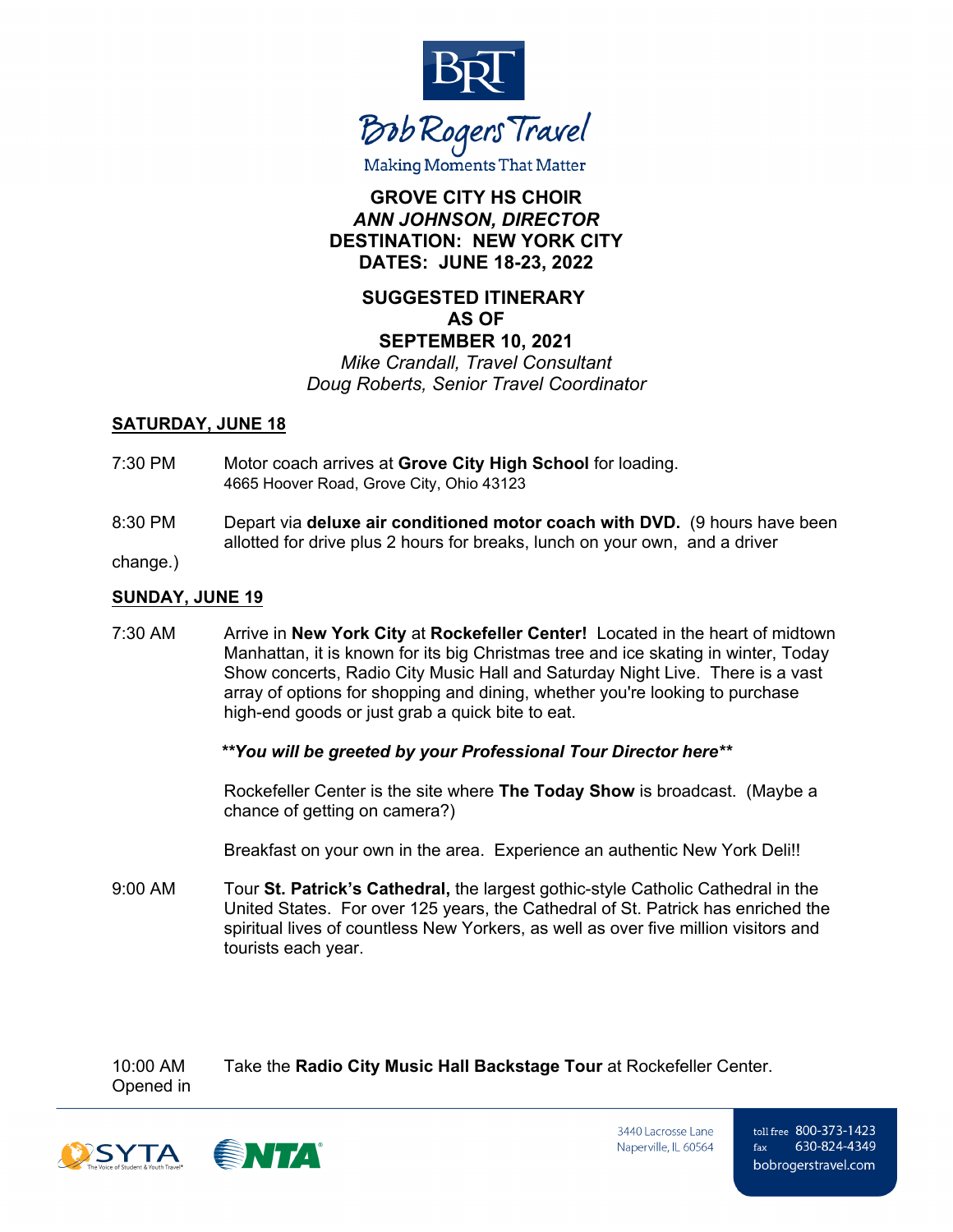**Bob Rogers Travel**

Making Moments That Matter

**GROVE CITY HS CHOIR**
***ANN JOHNSON, DIRECTOR***
**DESTINATION: NEW YORK CITY**
**DATES: JUNE 18-23, 2022**

**SUGGESTED ITINERARY**
**AS OF**
**SEPTEMBER 10, 2021**
*Mike Crandall, Travel Consultant*
*Doug Roberts, Senior Travel Coordinator*

## SATURDAY, JUNE 18

7:30 PM Motor coach arrives at **Grove City High School** for loading.
4665 Hoover Road, Grove City, Ohio 43123

8:30 PM Depart via **deluxe air conditioned motor coach with DVD.** (9 hours have been allotted for drive plus 2 hours for breaks, lunch on your own, and a driver change.)

## SUNDAY, JUNE 19

7:30 AM Arrive in **New York City** at **Rockefeller Center!** Located in the heart of midtown Manhattan, it is known for its big Christmas tree and ice skating in winter, Today Show concerts, Radio City Music Hall and Saturday Night Live. There is a vast array of options for shopping and dining, whether you're looking to purchase high-end goods or just grab a quick bite to eat.

***\*\*You will be greeted by your Professional Tour Director here\*\****

Rockefeller Center is the site where **The Today Show** is broadcast. (Maybe a chance of getting on camera?)

Breakfast on your own in the area. Experience an authentic New York Deli!!

9:00 AM Tour **St. Patrick's Cathedral,** the largest gothic-style Catholic Cathedral in the United States. For over 125 years, the Cathedral of St. Patrick has enriched the spiritual lives of countless New Yorkers, as well as over five million visitors and tourists each year.

10:00 AM Take the **Radio City Music Hall Backstage Tour** at Rockefeller Center. Opened in

3440 Lacrosse Lane
Naperville, IL 60564

toll free 800-373-1423
fax 630-824-4349
bobrogerstravel.com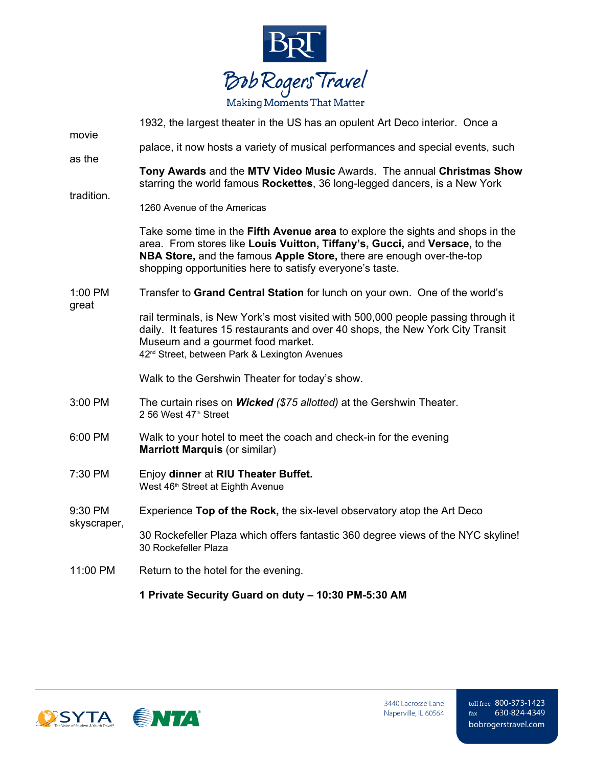1932, the largest theater in the US has an opulent Art Deco interior. Once a movie palace, it now hosts a variety of musical performances and special events, such as the **Tony Awards** and the **MTV Video Music** Awards. The annual **Christmas Show** starring the world famous **Rockettes**, 36 long-legged dancers, is a New York tradition.
1260 Avenue of the Americas

Take some time in the **Fifth Avenue area** to explore the sights and shops in the area. From stores like **Louis Vuitton, Tiffany's, Gucci,** and **Versace,** to the **NBA Store,** and the famous **Apple Store,** there are enough over-the-top shopping opportunities here to satisfy everyone's taste.

1:00 PM — Transfer to **Grand Central Station** for lunch on your own. One of the world's great rail terminals, is New York's most visited with 500,000 people passing through it daily. It features 15 restaurants and over 40 shops, the New York City Transit Museum and a gourmet food market.
42nd Street, between Park & Lexington Avenues

Walk to the Gershwin Theater for today's show.

3:00 PM — The curtain rises on ***Wicked*** *($75 allotted)* at the Gershwin Theater.
2 56 West 47th Street

6:00 PM — Walk to your hotel to meet the coach and check-in for the evening
**Marriott Marquis** (or similar)

7:30 PM — Enjoy **dinner** at **RIU Theater Buffet.**
West 46th Street at Eighth Avenue

9:30 PM — Experience **Top of the Rock,** the six-level observatory atop the Art Deco skyscraper, 30 Rockefeller Plaza which offers fantastic 360 degree views of the NYC skyline!
30 Rockefeller Plaza

11:00 PM — Return to the hotel for the evening.

**1 Private Security Guard on duty – 10:30 PM-5:30 AM**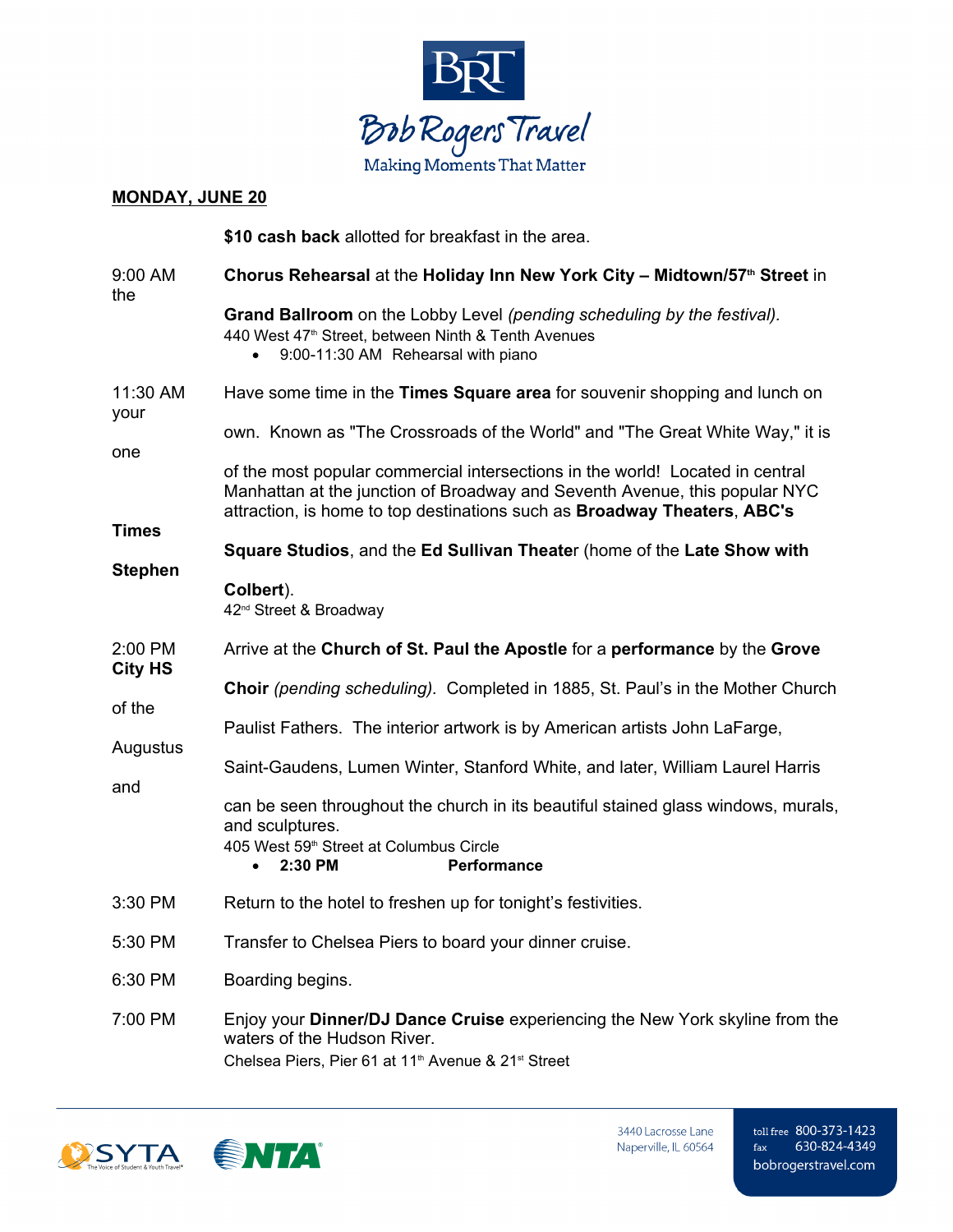## MONDAY, JUNE 20

**$10 cash back** allotted for breakfast in the area.

9:00 AM — **Chorus Rehearsal** at the **Holiday Inn New York City – Midtown/57th Street** in the **Grand Ballroom** on the Lobby Level *(pending scheduling by the festival)*.
440 West 47th Street, between Ninth & Tenth Avenues
- 9:00-11:30 AM Rehearsal with piano

11:30 AM — Have some time in the **Times Square area** for souvenir shopping and lunch on your own. Known as "The Crossroads of the World" and "The Great White Way," it is one of the most popular commercial intersections in the world! Located in central Manhattan at the junction of Broadway and Seventh Avenue, this popular NYC attraction, is home to top destinations such as **Broadway Theaters**, **ABC's Times Square Studios**, and the **Ed Sullivan Theater** (home of the **Late Show with Stephen Colbert**).
42nd Street & Broadway

2:00 PM — Arrive at the **Church of St. Paul the Apostle** for a **performance** by the **Grove City HS Choir** *(pending scheduling)*. Completed in 1885, St. Paul's in the Mother Church of the Paulist Fathers. The interior artwork is by American artists John LaFarge, Augustus Saint-Gaudens, Lumen Winter, Stanford White, and later, William Laurel Harris and can be seen throughout the church in its beautiful stained glass windows, murals, and sculptures.
405 West 59th Street at Columbus Circle
- **2:30 PM Performance**

3:30 PM — Return to the hotel to freshen up for tonight's festivities.

5:30 PM — Transfer to Chelsea Piers to board your dinner cruise.

6:30 PM — Boarding begins.

7:00 PM — Enjoy your **Dinner/DJ Dance Cruise** experiencing the New York skyline from the waters of the Hudson River.
Chelsea Piers, Pier 61 at 11th Avenue & 21st Street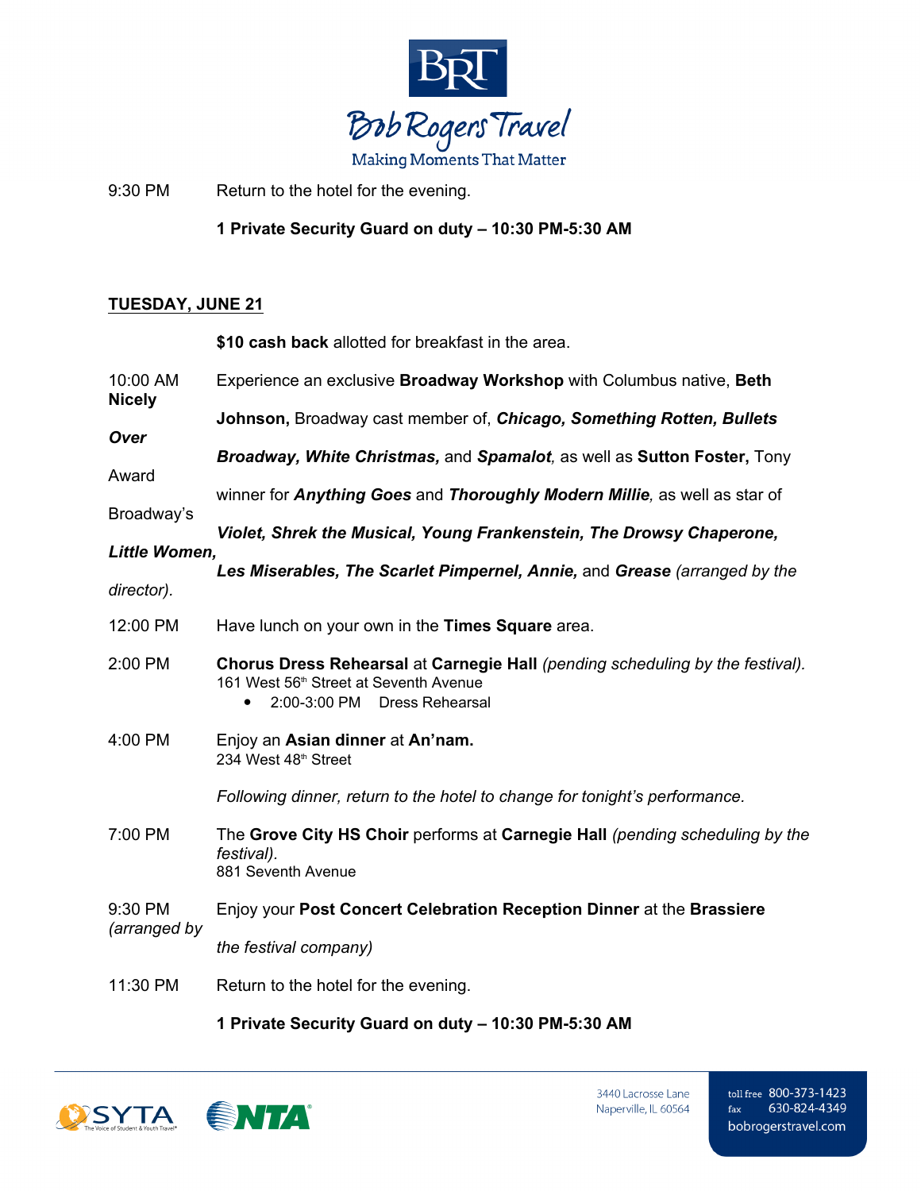9:30 PM Return to the hotel for the evening.

**1 Private Security Guard on duty – 10:30 PM-5:30 AM**

## TUESDAY, JUNE 21

**$10 cash back** allotted for breakfast in the area.

10:00 AM Experience an exclusive **Broadway Workshop** with Columbus native, **Beth Johnson,** Broadway cast member of, ***Chicago, Something Rotten, Bullets Over Broadway, White Christmas,*** and ***Spamalot****,* as well as **Sutton Foster,** Tony Award winner for ***Anything Goes*** and ***Thoroughly Modern Millie****,* as well as star of Broadway's ***Violet, Shrek the Musical, Young Frankenstein, The Drowsy Chaperone, Little Women, Les Miserables, The Scarlet Pimpernel, Annie,*** and ***Grease*** *(arranged by the director).*

12:00 PM Have lunch on your own in the **Times Square** area.

2:00 PM **Chorus Dress Rehearsal** at **Carnegie Hall** *(pending scheduling by the festival).*
161 West 56th Street at Seventh Avenue

- 2:00-3:00 PM Dress Rehearsal

4:00 PM Enjoy an **Asian dinner** at **An'nam.**
234 West 48th Street

*Following dinner, return to the hotel to change for tonight's performance.*

7:00 PM The **Grove City HS Choir** performs at **Carnegie Hall** *(pending scheduling by the festival).*
881 Seventh Avenue

9:30 PM Enjoy your **Post Concert Celebration Reception Dinner** at the **Brassiere** *(arranged by the festival company)*

11:30 PM Return to the hotel for the evening.

**1 Private Security Guard on duty – 10:30 PM-5:30 AM**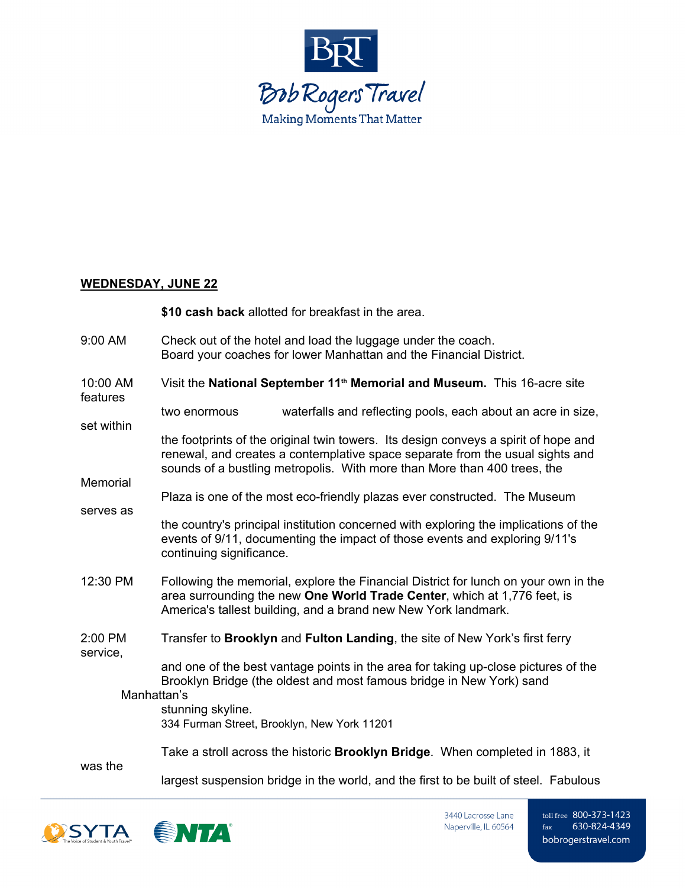## WEDNESDAY, JUNE 22

**$10 cash back** allotted for breakfast in the area.

9:00 AM — Check out of the hotel and load the luggage under the coach. Board your coaches for lower Manhattan and the Financial District.

10:00 AM — Visit the **National September 11th Memorial and Museum.** This 16-acre site features two enormous waterfalls and reflecting pools, each about an acre in size, set within the footprints of the original twin towers. Its design conveys a spirit of hope and renewal, and creates a contemplative space separate from the usual sights and sounds of a bustling metropolis. With more than More than 400 trees, the Memorial Plaza is one of the most eco-friendly plazas ever constructed. The Museum serves as the country's principal institution concerned with exploring the implications of the events of 9/11, documenting the impact of those events and exploring 9/11's continuing significance.

12:30 PM — Following the memorial, explore the Financial District for lunch on your own in the area surrounding the new **One World Trade Center**, which at 1,776 feet, is America's tallest building, and a brand new New York landmark.

2:00 PM — Transfer to **Brooklyn** and **Fulton Landing**, the site of New York's first ferry service, and one of the best vantage points in the area for taking up-close pictures of the Brooklyn Bridge (the oldest and most famous bridge in New York) sand Manhattan's stunning skyline.
334 Furman Street, Brooklyn, New York 11201

Take a stroll across the historic **Brooklyn Bridge**. When completed in 1883, it was the largest suspension bridge in the world, and the first to be built of steel. Fabulous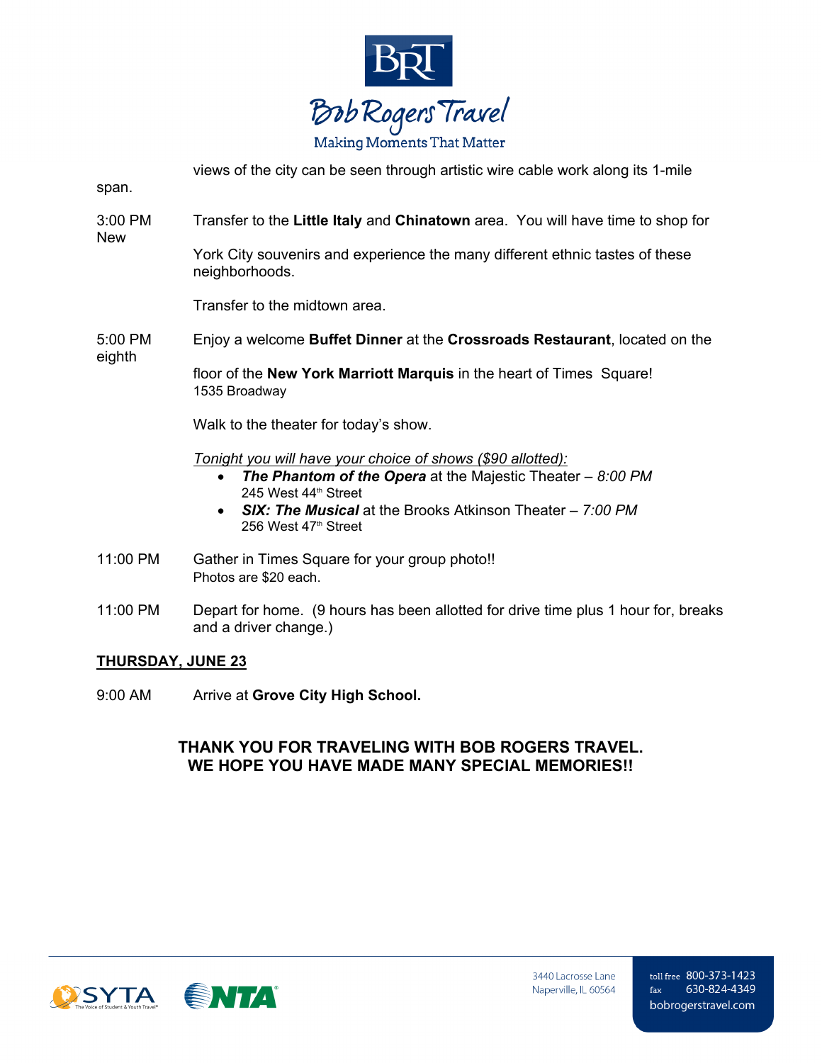views of the city can be seen through artistic wire cable work along its 1-mile span.

3:00 PM Transfer to the **Little Italy** and **Chinatown** area. You will have time to shop for New York City souvenirs and experience the many different ethnic tastes of these neighborhoods.

Transfer to the midtown area.

5:00 PM Enjoy a welcome **Buffet Dinner** at the **Crossroads Restaurant**, located on the eighth floor of the **New York Marriott Marquis** in the heart of Times Square!
1535 Broadway

Walk to the theater for today's show.

*Tonight you will have your choice of shows ($90 allotted):*

- ***The Phantom of the Opera*** at the Majestic Theater – *8:00 PM*
  245 West 44th Street
- ***SIX: The Musical*** at the Brooks Atkinson Theater – *7:00 PM*
  256 West 47th Street

11:00 PM Gather in Times Square for your group photo!!
Photos are $20 each.

11:00 PM Depart for home. (9 hours has been allotted for drive time plus 1 hour for, breaks and a driver change.)

## THURSDAY, JUNE 23

9:00 AM Arrive at **Grove City High School.**

**THANK YOU FOR TRAVELING WITH BOB ROGERS TRAVEL.**
**WE HOPE YOU HAVE MADE MANY SPECIAL MEMORIES!!**